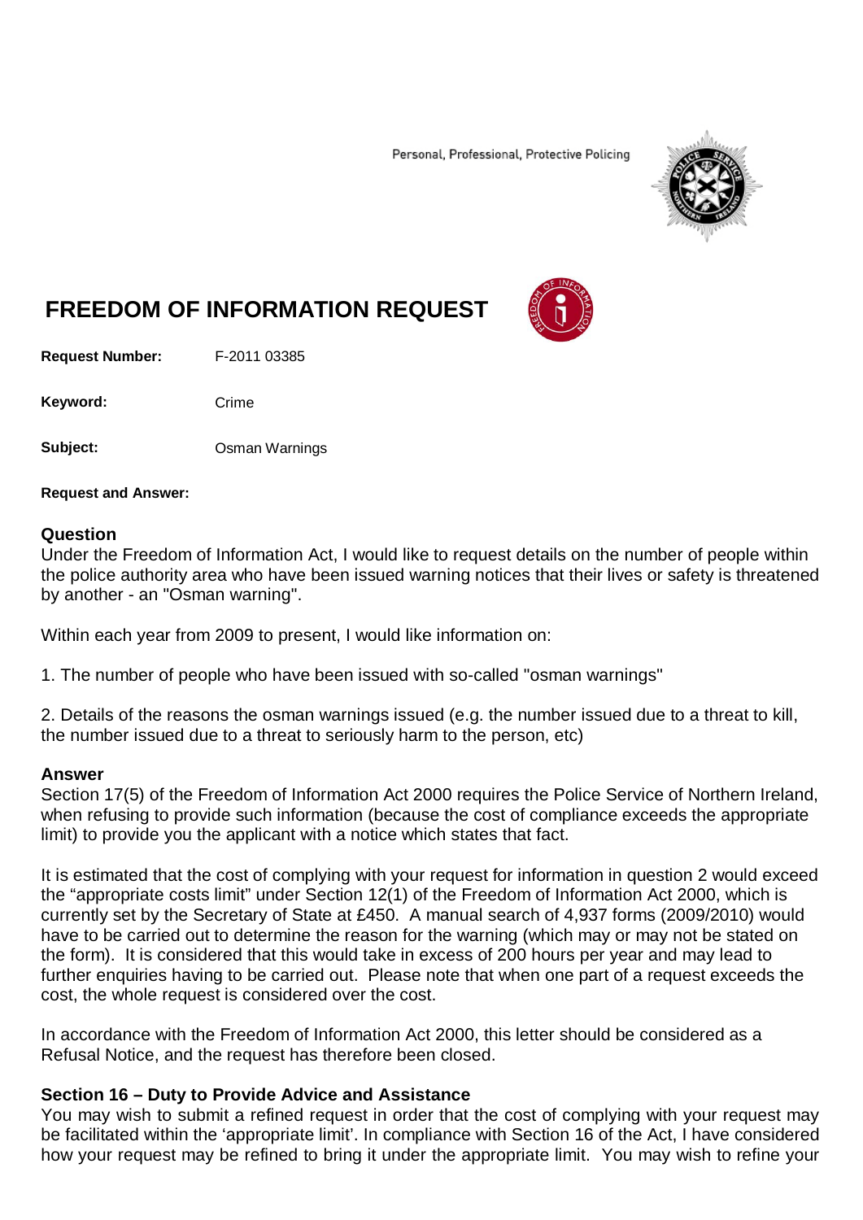Personal, Professional, Protective Policing

# FREEDOM OF INFORMATION REQUEST

**Request Number:** F-2011 03385

**Keyword:** Crime

**Subject:** Osman Warnings

**Request and Answer:**

## Question

Under the Freedom of Information Act, I would like to request details on the number of people within the police authority area who have been issued warning notices that their lives or safety is threatened by another - an "Osman warning".

Within each year from 2009 to present, I would like information on:

1. The number of people who have been issued with so-called "osman warnings"

2. Details of the reasons the osman warnings issued (e.g. the number issued due to a threat to kill, the number issued due to a threat to seriously harm to the person, etc)

## Answer

Section 17(5) of the Freedom of Information Act 2000 requires the Police Service of Northern Ireland, when refusing to provide such information (because the cost of compliance exceeds the appropriate limit) to provide you the applicant with a notice which states that fact.

It is estimated that the cost of complying with your request for information in question 2 would exceed the "appropriate costs limit" under Section 12(1) of the Freedom of Information Act 2000, which is currently set by the Secretary of State at £450. A manual search of 4,937 forms (2009/2010) would have to be carried out to determine the reason for the warning (which may or may not be stated on the form). It is considered that this would take in excess of 200 hours per year and may lead to further enquiries having to be carried out. Please note that when one part of a request exceeds the cost, the whole request is considered over the cost.

In accordance with the Freedom of Information Act 2000, this letter should be considered as a Refusal Notice, and the request has therefore been closed.

### Section 16 – Duty to Provide Advice and Assistance

You may wish to submit a refined request in order that the cost of complying with your request may be facilitated within the 'appropriate limit'. In compliance with Section 16 of the Act, I have considered how your request may be refined to bring it under the appropriate limit. You may wish to refine your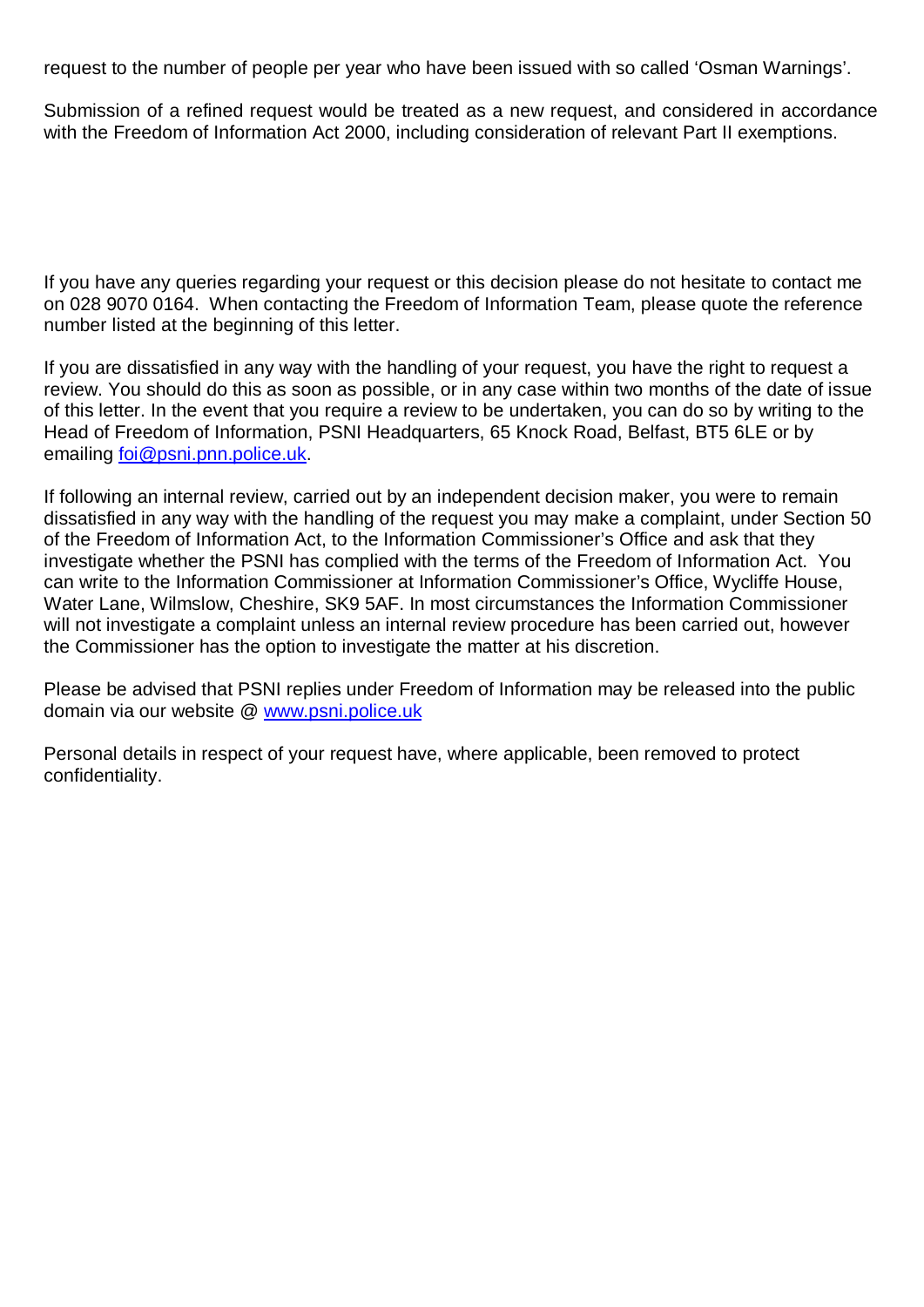request to the number of people per year who have been issued with so called 'Osman Warnings'.

Submission of a refined request would be treated as a new request, and considered in accordance with the Freedom of Information Act 2000, including consideration of relevant Part II exemptions.

If you have any queries regarding your request or this decision please do not hesitate to contact me on 028 9070 0164. When contacting the Freedom of Information Team, please quote the reference number listed at the beginning of this letter.

If you are dissatisfied in any way with the handling of your request, you have the right to request a review. You should do this as soon as possible, or in any case within two months of the date of issue of this letter. In the event that you require a review to be undertaken, you can do so by writing to the Head of Freedom of Information, PSNI Headquarters, 65 Knock Road, Belfast, BT5 6LE or by emailing [foi@psni.pnn.police.uk](mailto:foi@psni.pnn.police.uk).

If following an internal review, carried out by an independent decision maker, you were to remain dissatisfied in any way with the handling of the request you may make a complaint, under Section 50 of the Freedom of Information Act, to the Information Commissioner's Office and ask that they investigate whether the PSNI has complied with the terms of the Freedom of Information Act. You can write to the Information Commissioner at Information Commissioner's Office, Wycliffe House, Water Lane, Wilmslow, Cheshire, SK9 5AF. In most circumstances the Information Commissioner will not investigate a complaint unless an internal review procedure has been carried out, however the Commissioner has the option to investigate the matter at his discretion.

Please be advised that PSNI replies under Freedom of Information may be released into the public domain via our website @ [www.psni.police.uk](http://www.psni.police.uk)

Personal details in respect of your request have, where applicable, been removed to protect confidentiality.